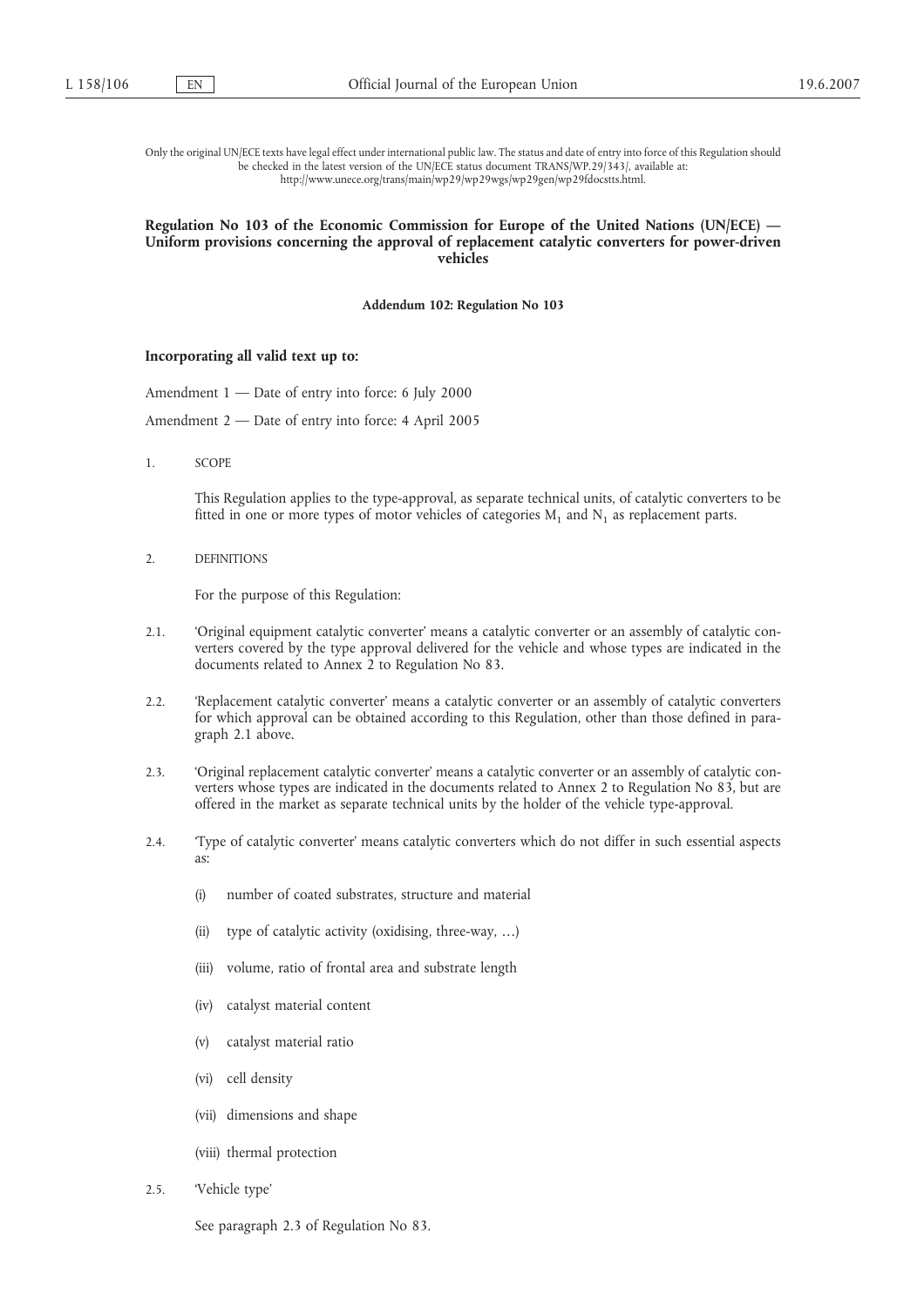Only the original UN/ECE texts have legal effect under international public law. The status and date of entry into force of this Regulation should be checked in the latest version of the UN/ECE status document TRANS/WP.29/343/, available at: http://www.unece.org/trans/main/wp29/wp29wgs/wp29gen/wp29fdocstts.html.

# Regulation No 103 of the Economic Commission for Europe of the United Nations (UN/ECE) — Uniform provisions concerning the approval of replacement catalytic converters for power-driven vehicles

**Addendum 102: Regulation No 103**

**Incorporating all valid text up to:**

Amendment 1 — Date of entry into force: 6 July 2000

Amendment 2 — Date of entry into force: 4 April 2005

## 1. SCOPE

This Regulation applies to the type-approval, as separate technical units, of catalytic converters to be fitted in one or more types of motor vehicles of categories $M_1$ and $N_1$ as replacement parts.

## 2. DEFINITIONS

For the purpose of this Regulation:

2.1. 'Original equipment catalytic converter' means a catalytic converter or an assembly of catalytic converters covered by the type approval delivered for the vehicle and whose types are indicated in the documents related to Annex 2 to Regulation No 83.

2.2. 'Replacement catalytic converter' means a catalytic converter or an assembly of catalytic converters for which approval can be obtained according to this Regulation, other than those defined in paragraph 2.1 above.

2.3. 'Original replacement catalytic converter' means a catalytic converter or an assembly of catalytic converters whose types are indicated in the documents related to Annex 2 to Regulation No 83, but are offered in the market as separate technical units by the holder of the vehicle type-approval.

2.4. 'Type of catalytic converter' means catalytic converters which do not differ in such essential aspects as:

(i) number of coated substrates, structure and material

(ii) type of catalytic activity (oxidising, three-way, …)

(iii) volume, ratio of frontal area and substrate length

(iv) catalyst material content

(v) catalyst material ratio

(vi) cell density

(vii) dimensions and shape

(viii) thermal protection

2.5. 'Vehicle type'

See paragraph 2.3 of Regulation No 83.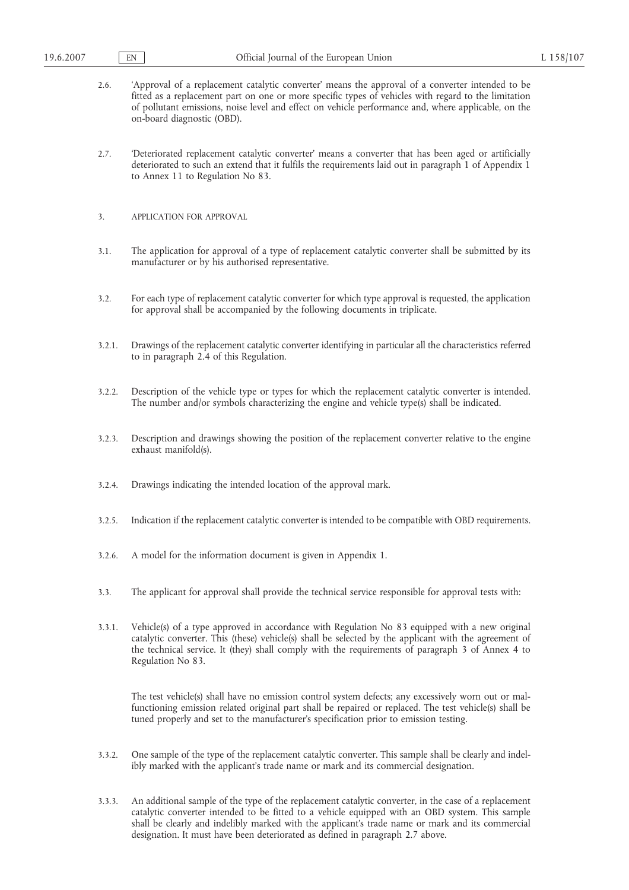2.6. 'Approval of a replacement catalytic converter' means the approval of a converter intended to be fitted as a replacement part on one or more specific types of vehicles with regard to the limitation of pollutant emissions, noise level and effect on vehicle performance and, where applicable, on the on-board diagnostic (OBD).

2.7. 'Deteriorated replacement catalytic converter' means a converter that has been aged or artificially deteriorated to such an extend that it fulfils the requirements laid out in paragraph 1 of Appendix 1 to Annex 11 to Regulation No 83.

3. APPLICATION FOR APPROVAL

3.1. The application for approval of a type of replacement catalytic converter shall be submitted by its manufacturer or by his authorised representative.

3.2. For each type of replacement catalytic converter for which type approval is requested, the application for approval shall be accompanied by the following documents in triplicate.

3.2.1. Drawings of the replacement catalytic converter identifying in particular all the characteristics referred to in paragraph 2.4 of this Regulation.

3.2.2. Description of the vehicle type or types for which the replacement catalytic converter is intended. The number and/or symbols characterizing the engine and vehicle type(s) shall be indicated.

3.2.3. Description and drawings showing the position of the replacement converter relative to the engine exhaust manifold(s).

3.2.4. Drawings indicating the intended location of the approval mark.

3.2.5. Indication if the replacement catalytic converter is intended to be compatible with OBD requirements.

3.2.6. A model for the information document is given in Appendix 1.

3.3. The applicant for approval shall provide the technical service responsible for approval tests with:

3.3.1. Vehicle(s) of a type approved in accordance with Regulation No 83 equipped with a new original catalytic converter. This (these) vehicle(s) shall be selected by the applicant with the agreement of the technical service. It (they) shall comply with the requirements of paragraph 3 of Annex 4 to Regulation No 83.

The test vehicle(s) shall have no emission control system defects; any excessively worn out or malfunctioning emission related original part shall be repaired or replaced. The test vehicle(s) shall be tuned properly and set to the manufacturer's specification prior to emission testing.

3.3.2. One sample of the type of the replacement catalytic converter. This sample shall be clearly and indelibly marked with the applicant's trade name or mark and its commercial designation.

3.3.3. An additional sample of the type of the replacement catalytic converter, in the case of a replacement catalytic converter intended to be fitted to a vehicle equipped with an OBD system. This sample shall be clearly and indelibly marked with the applicant's trade name or mark and its commercial designation. It must have been deteriorated as defined in paragraph 2.7 above.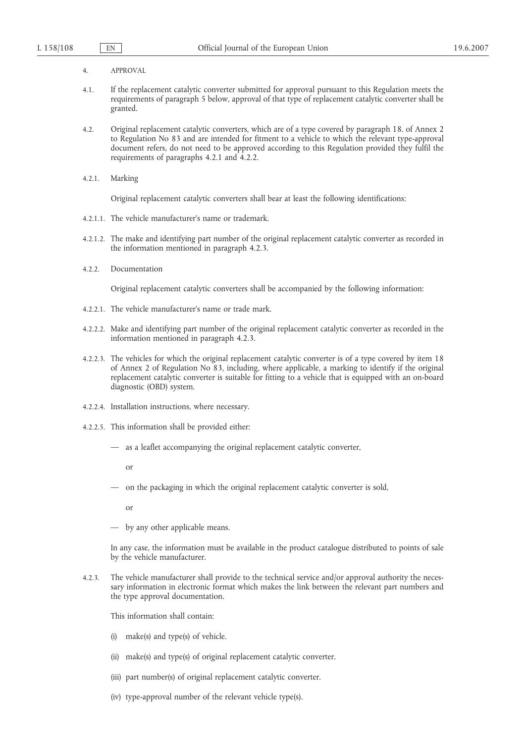4. APPROVAL

4.1. If the replacement catalytic converter submitted for approval pursuant to this Regulation meets the requirements of paragraph 5 below, approval of that type of replacement catalytic converter shall be granted.

4.2. Original replacement catalytic converters, which are of a type covered by paragraph 18. of Annex 2 to Regulation No 83 and are intended for fitment to a vehicle to which the relevant type-approval document refers, do not need to be approved according to this Regulation provided they fulfil the requirements of paragraphs 4.2.1 and 4.2.2.

4.2.1. Marking

Original replacement catalytic converters shall bear at least the following identifications:

4.2.1.1. The vehicle manufacturer's name or trademark.

4.2.1.2. The make and identifying part number of the original replacement catalytic converter as recorded in the information mentioned in paragraph 4.2.3.

4.2.2. Documentation

Original replacement catalytic converters shall be accompanied by the following information:

4.2.2.1. The vehicle manufacturer's name or trade mark.

4.2.2.2. Make and identifying part number of the original replacement catalytic converter as recorded in the information mentioned in paragraph 4.2.3.

4.2.2.3. The vehicles for which the original replacement catalytic converter is of a type covered by item 18 of Annex 2 of Regulation No 83, including, where applicable, a marking to identify if the original replacement catalytic converter is suitable for fitting to a vehicle that is equipped with an on-board diagnostic (OBD) system.

4.2.2.4. Installation instructions, where necessary.

4.2.2.5. This information shall be provided either:

— as a leaflet accompanying the original replacement catalytic converter,

or

— on the packaging in which the original replacement catalytic converter is sold,

or

— by any other applicable means.

In any case, the information must be available in the product catalogue distributed to points of sale by the vehicle manufacturer.

4.2.3. The vehicle manufacturer shall provide to the technical service and/or approval authority the necessary information in electronic format which makes the link between the relevant part numbers and the type approval documentation.

This information shall contain:

(i) make(s) and type(s) of vehicle.

(ii) make(s) and type(s) of original replacement catalytic converter.

(iii) part number(s) of original replacement catalytic converter.

(iv) type-approval number of the relevant vehicle type(s).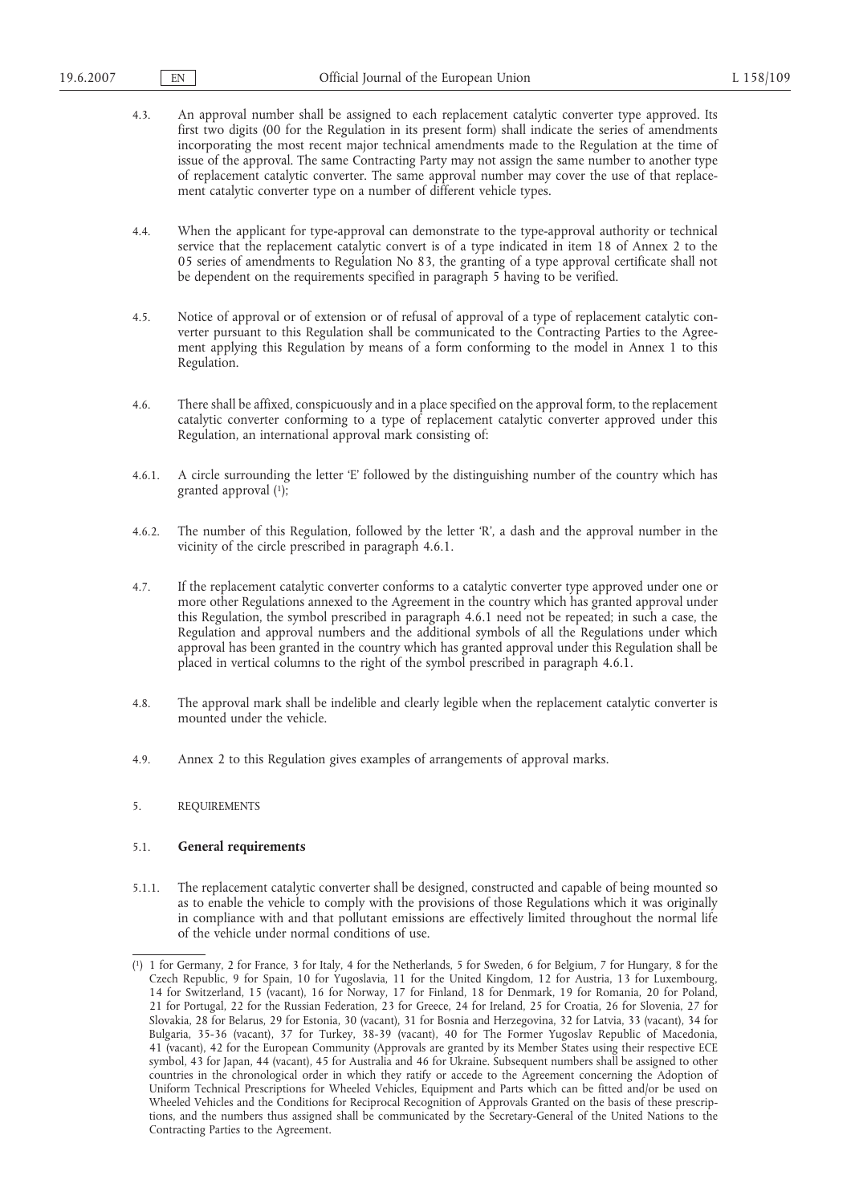4.3. An approval number shall be assigned to each replacement catalytic converter type approved. Its first two digits (00 for the Regulation in its present form) shall indicate the series of amendments incorporating the most recent major technical amendments made to the Regulation at the time of issue of the approval. The same Contracting Party may not assign the same number to another type of replacement catalytic converter. The same approval number may cover the use of that replacement catalytic converter type on a number of different vehicle types.

4.4. When the applicant for type-approval can demonstrate to the type-approval authority or technical service that the replacement catalytic convert is of a type indicated in item 18 of Annex 2 to the 05 series of amendments to Regulation No 83, the granting of a type approval certificate shall not be dependent on the requirements specified in paragraph 5 having to be verified.

4.5. Notice of approval or of extension or of refusal of approval of a type of replacement catalytic converter pursuant to this Regulation shall be communicated to the Contracting Parties to the Agreement applying this Regulation by means of a form conforming to the model in Annex 1 to this Regulation.

4.6. There shall be affixed, conspicuously and in a place specified on the approval form, to the replacement catalytic converter conforming to a type of replacement catalytic converter approved under this Regulation, an international approval mark consisting of:

4.6.1. A circle surrounding the letter 'E' followed by the distinguishing number of the country which has granted approval [1];

4.6.2. The number of this Regulation, followed by the letter 'R', a dash and the approval number in the vicinity of the circle prescribed in paragraph 4.6.1.

4.7. If the replacement catalytic converter conforms to a catalytic converter type approved under one or more other Regulations annexed to the Agreement in the country which has granted approval under this Regulation, the symbol prescribed in paragraph 4.6.1 need not be repeated; in such a case, the Regulation and approval numbers and the additional symbols of all the Regulations under which approval has been granted in the country which has granted approval under this Regulation shall be placed in vertical columns to the right of the symbol prescribed in paragraph 4.6.1.

4.8. The approval mark shall be indelible and clearly legible when the replacement catalytic converter is mounted under the vehicle.

4.9. Annex 2 to this Regulation gives examples of arrangements of approval marks.

## 5. REQUIREMENTS

### 5.1. General requirements

5.1.1. The replacement catalytic converter shall be designed, constructed and capable of being mounted so as to enable the vehicle to comply with the provisions of those Regulations which it was originally in compliance with and that pollutant emissions are effectively limited throughout the normal life of the vehicle under normal conditions of use.

---

[1] 1 for Germany, 2 for France, 3 for Italy, 4 for the Netherlands, 5 for Sweden, 6 for Belgium, 7 for Hungary, 8 for the Czech Republic, 9 for Spain, 10 for Yugoslavia, 11 for the United Kingdom, 12 for Austria, 13 for Luxembourg, 14 for Switzerland, 15 (vacant), 16 for Norway, 17 for Finland, 18 for Denmark, 19 for Romania, 20 for Poland, 21 for Portugal, 22 for the Russian Federation, 23 for Greece, 24 for Ireland, 25 for Croatia, 26 for Slovenia, 27 for Slovakia, 28 for Belarus, 29 for Estonia, 30 (vacant), 31 for Bosnia and Herzegovina, 32 for Latvia, 33 (vacant), 34 for Bulgaria, 35-36 (vacant), 37 for Turkey, 38-39 (vacant), 40 for The Former Yugoslav Republic of Macedonia, 41 (vacant), 42 for the European Community (Approvals are granted by its Member States using their respective ECE symbol, 43 for Japan, 44 (vacant), 45 for Australia and 46 for Ukraine. Subsequent numbers shall be assigned to other countries in the chronological order in which they ratify or accede to the Agreement concerning the Adoption of Uniform Technical Prescriptions for Wheeled Vehicles, Equipment and Parts which can be fitted and/or be used on Wheeled Vehicles and the Conditions for Reciprocal Recognition of Approvals Granted on the basis of these prescriptions, and the numbers thus assigned shall be communicated by the Secretary-General of the United Nations to the Contracting Parties to the Agreement.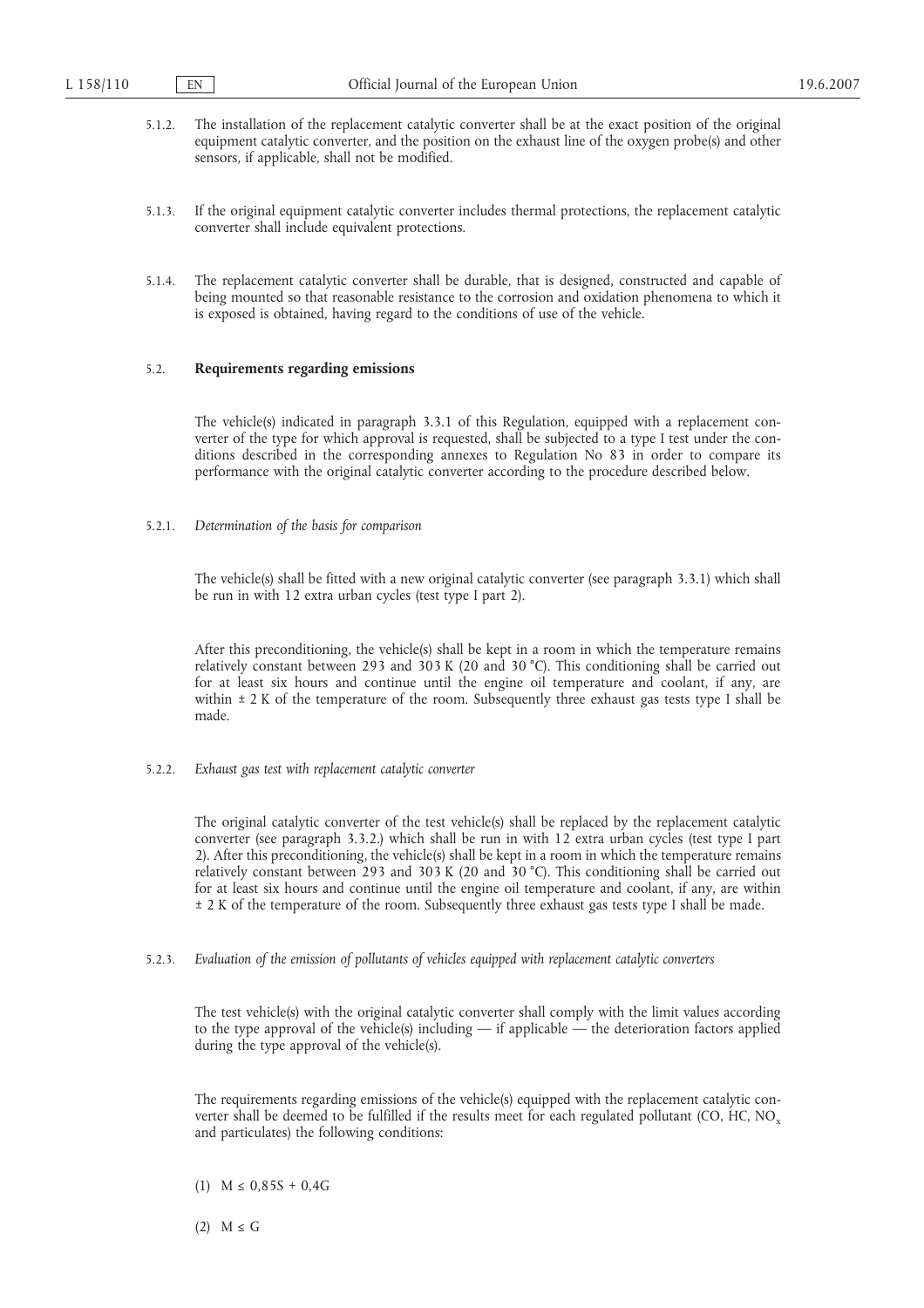5.1.2. The installation of the replacement catalytic converter shall be at the exact position of the original equipment catalytic converter, and the position on the exhaust line of the oxygen probe(s) and other sensors, if applicable, shall not be modified.

5.1.3. If the original equipment catalytic converter includes thermal protections, the replacement catalytic converter shall include equivalent protections.

5.1.4. The replacement catalytic converter shall be durable, that is designed, constructed and capable of being mounted so that reasonable resistance to the corrosion and oxidation phenomena to which it is exposed is obtained, having regard to the conditions of use of the vehicle.

5.2. **Requirements regarding emissions**

The vehicle(s) indicated in paragraph 3.3.1 of this Regulation, equipped with a replacement converter of the type for which approval is requested, shall be subjected to a type I test under the conditions described in the corresponding annexes to Regulation No 83 in order to compare its performance with the original catalytic converter according to the procedure described below.

5.2.1. *Determination of the basis for comparison*

The vehicle(s) shall be fitted with a new original catalytic converter (see paragraph 3.3.1) which shall be run in with 12 extra urban cycles (test type I part 2).

After this preconditioning, the vehicle(s) shall be kept in a room in which the temperature remains relatively constant between 293 and 303 K (20 and 30 °C). This conditioning shall be carried out for at least six hours and continue until the engine oil temperature and coolant, if any, are within ± 2 K of the temperature of the room. Subsequently three exhaust gas tests type I shall be made.

5.2.2. *Exhaust gas test with replacement catalytic converter*

The original catalytic converter of the test vehicle(s) shall be replaced by the replacement catalytic converter (see paragraph 3.3.2.) which shall be run in with 12 extra urban cycles (test type I part 2). After this preconditioning, the vehicle(s) shall be kept in a room in which the temperature remains relatively constant between 293 and 303 K (20 and 30 °C). This conditioning shall be carried out for at least six hours and continue until the engine oil temperature and coolant, if any, are within ± 2 K of the temperature of the room. Subsequently three exhaust gas tests type I shall be made.

5.2.3. *Evaluation of the emission of pollutants of vehicles equipped with replacement catalytic converters*

The test vehicle(s) with the original catalytic converter shall comply with the limit values according to the type approval of the vehicle(s) including — if applicable — the deterioration factors applied during the type approval of the vehicle(s).

The requirements regarding emissions of the vehicle(s) equipped with the replacement catalytic converter shall be deemed to be fulfilled if the results meet for each regulated pollutant (CO, HC, $NO_x$ and particulates) the following conditions:

(1) $M \leq 0{,}85S + 0{,}4G$

(2) $M \leq G$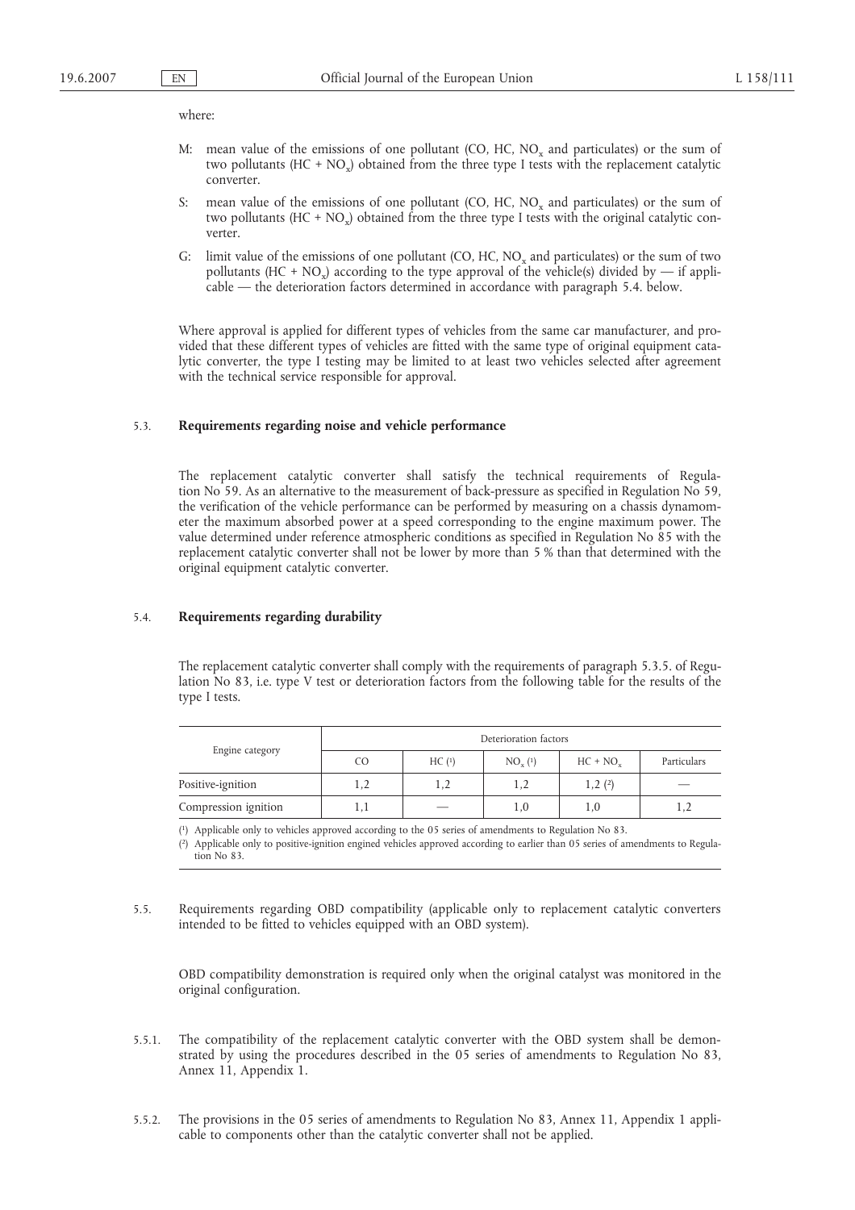where:

- M: mean value of the emissions of one pollutant (CO, HC, $NO_x$ and particulates) or the sum of two pollutants (HC + $NO_x$) obtained from the three type I tests with the replacement catalytic converter.
- S: mean value of the emissions of one pollutant (CO, HC, $NO_x$ and particulates) or the sum of two pollutants (HC + $NO_x$) obtained from the three type I tests with the original catalytic converter.
- G: limit value of the emissions of one pollutant (CO, HC, $NO_x$ and particulates) or the sum of two pollutants (HC + $NO_x$) according to the type approval of the vehicle(s) divided by — if applicable — the deterioration factors determined in accordance with paragraph 5.4. below.

Where approval is applied for different types of vehicles from the same car manufacturer, and provided that these different types of vehicles are fitted with the same type of original equipment catalytic converter, the type I testing may be limited to at least two vehicles selected after agreement with the technical service responsible for approval.

5.3. **Requirements regarding noise and vehicle performance**

The replacement catalytic converter shall satisfy the technical requirements of Regulation No 59. As an alternative to the measurement of back-pressure as specified in Regulation No 59, the verification of the vehicle performance can be performed by measuring on a chassis dynamometer the maximum absorbed power at a speed corresponding to the engine maximum power. The value determined under reference atmospheric conditions as specified in Regulation No 85 with the replacement catalytic converter shall not be lower by more than 5 % than that determined with the original equipment catalytic converter.

5.4. **Requirements regarding durability**

The replacement catalytic converter shall comply with the requirements of paragraph 5.3.5. of Regulation No 83, i.e. type V test or deterioration factors from the following table for the results of the type I tests.

| Engine category | Deterioration factors | | | | |
|---|---|---|---|---|---|
| | CO | HC [1] | $NO_x$ [1] | HC + $NO_x$ | Particulars |
| Positive-ignition | 1,2 | 1,2 | 1,2 | 1,2 [2] | — |
| Compression ignition | 1,1 | — | 1,0 | 1,0 | 1,2 |

[1] Applicable only to vehicles approved according to the 05 series of amendments to Regulation No 83.

[2] Applicable only to positive-ignition engined vehicles approved according to earlier than 05 series of amendments to Regulation No 83.

5.5. Requirements regarding OBD compatibility (applicable only to replacement catalytic converters intended to be fitted to vehicles equipped with an OBD system).

OBD compatibility demonstration is required only when the original catalyst was monitored in the original configuration.

5.5.1. The compatibility of the replacement catalytic converter with the OBD system shall be demonstrated by using the procedures described in the 05 series of amendments to Regulation No 83, Annex 11, Appendix 1.

5.5.2. The provisions in the 05 series of amendments to Regulation No 83, Annex 11, Appendix 1 applicable to components other than the catalytic converter shall not be applied.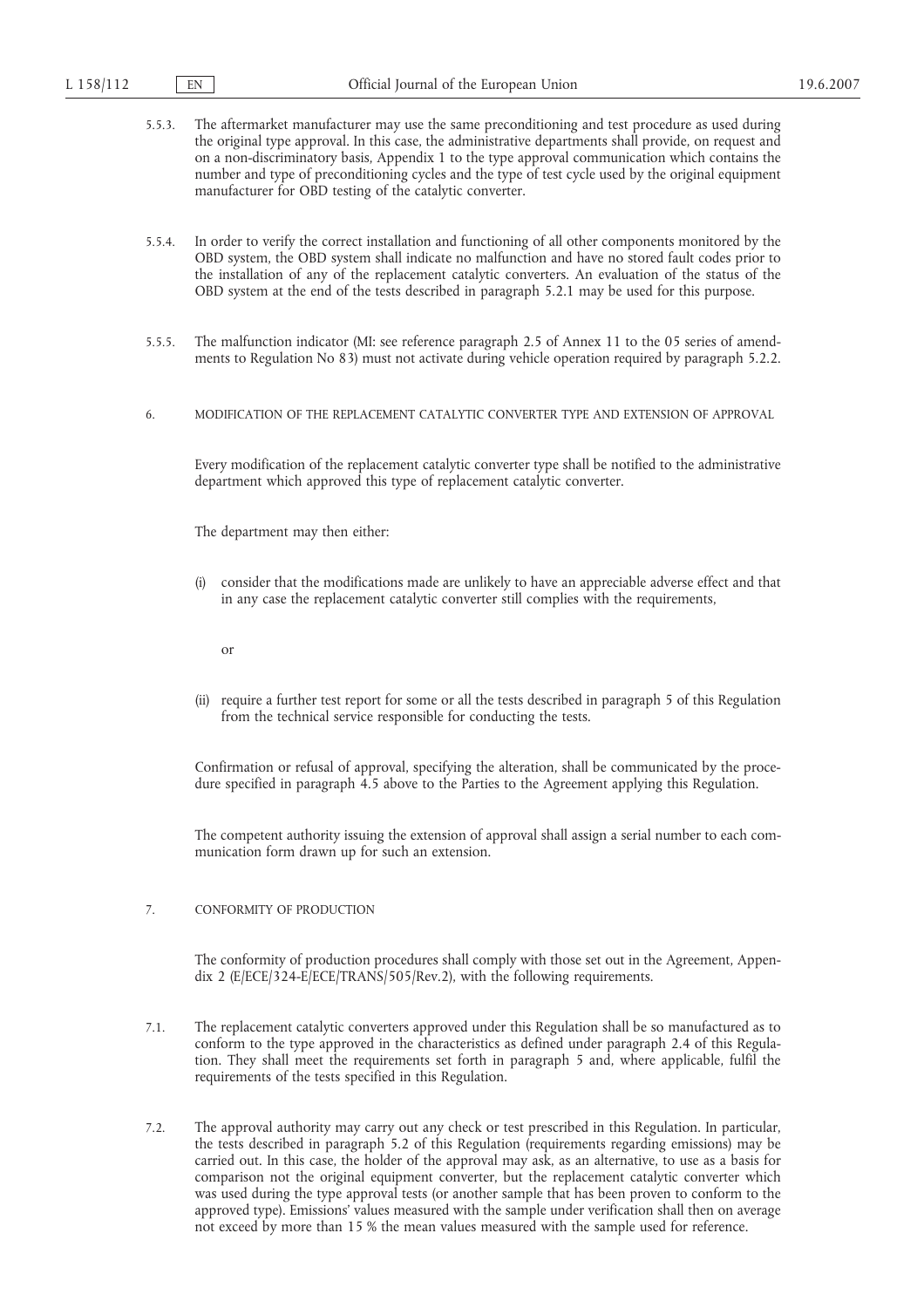5.5.3. The aftermarket manufacturer may use the same preconditioning and test procedure as used during the original type approval. In this case, the administrative departments shall provide, on request and on a non-discriminatory basis, Appendix 1 to the type approval communication which contains the number and type of preconditioning cycles and the type of test cycle used by the original equipment manufacturer for OBD testing of the catalytic converter.

5.5.4. In order to verify the correct installation and functioning of all other components monitored by the OBD system, the OBD system shall indicate no malfunction and have no stored fault codes prior to the installation of any of the replacement catalytic converters. An evaluation of the status of the OBD system at the end of the tests described in paragraph 5.2.1 may be used for this purpose.

5.5.5. The malfunction indicator (MI: see reference paragraph 2.5 of Annex 11 to the 05 series of amendments to Regulation No 83) must not activate during vehicle operation required by paragraph 5.2.2.

## 6. MODIFICATION OF THE REPLACEMENT CATALYTIC CONVERTER TYPE AND EXTENSION OF APPROVAL

Every modification of the replacement catalytic converter type shall be notified to the administrative department which approved this type of replacement catalytic converter.

The department may then either:

(i) consider that the modifications made are unlikely to have an appreciable adverse effect and that in any case the replacement catalytic converter still complies with the requirements,

or

(ii) require a further test report for some or all the tests described in paragraph 5 of this Regulation from the technical service responsible for conducting the tests.

Confirmation or refusal of approval, specifying the alteration, shall be communicated by the procedure specified in paragraph 4.5 above to the Parties to the Agreement applying this Regulation.

The competent authority issuing the extension of approval shall assign a serial number to each communication form drawn up for such an extension.

## 7. CONFORMITY OF PRODUCTION

The conformity of production procedures shall comply with those set out in the Agreement, Appendix 2 (E/ECE/324-E/ECE/TRANS/505/Rev.2), with the following requirements.

7.1. The replacement catalytic converters approved under this Regulation shall be so manufactured as to conform to the type approved in the characteristics as defined under paragraph 2.4 of this Regulation. They shall meet the requirements set forth in paragraph 5 and, where applicable, fulfil the requirements of the tests specified in this Regulation.

7.2. The approval authority may carry out any check or test prescribed in this Regulation. In particular, the tests described in paragraph 5.2 of this Regulation (requirements regarding emissions) may be carried out. In this case, the holder of the approval may ask, as an alternative, to use as a basis for comparison not the original equipment converter, but the replacement catalytic converter which was used during the type approval tests (or another sample that has been proven to conform to the approved type). Emissions' values measured with the sample under verification shall then on average not exceed by more than 15 % the mean values measured with the sample used for reference.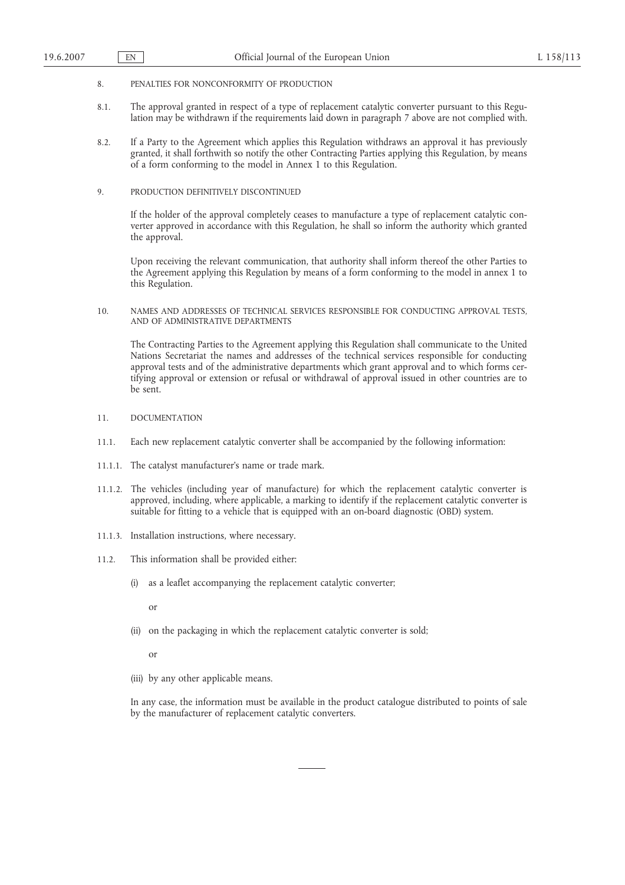## 8. PENALTIES FOR NONCONFORMITY OF PRODUCTION

8.1. The approval granted in respect of a type of replacement catalytic converter pursuant to this Regulation may be withdrawn if the requirements laid down in paragraph 7 above are not complied with.

8.2. If a Party to the Agreement which applies this Regulation withdraws an approval it has previously granted, it shall forthwith so notify the other Contracting Parties applying this Regulation, by means of a form conforming to the model in Annex 1 to this Regulation.

## 9. PRODUCTION DEFINITIVELY DISCONTINUED

If the holder of the approval completely ceases to manufacture a type of replacement catalytic converter approved in accordance with this Regulation, he shall so inform the authority which granted the approval.

Upon receiving the relevant communication, that authority shall inform thereof the other Parties to the Agreement applying this Regulation by means of a form conforming to the model in annex 1 to this Regulation.

## 10. NAMES AND ADDRESSES OF TECHNICAL SERVICES RESPONSIBLE FOR CONDUCTING APPROVAL TESTS, AND OF ADMINISTRATIVE DEPARTMENTS

The Contracting Parties to the Agreement applying this Regulation shall communicate to the United Nations Secretariat the names and addresses of the technical services responsible for conducting approval tests and of the administrative departments which grant approval and to which forms certifying approval or extension or refusal or withdrawal of approval issued in other countries are to be sent.

## 11. DOCUMENTATION

11.1. Each new replacement catalytic converter shall be accompanied by the following information:

11.1.1. The catalyst manufacturer's name or trade mark.

11.1.2. The vehicles (including year of manufacture) for which the replacement catalytic converter is approved, including, where applicable, a marking to identify if the replacement catalytic converter is suitable for fitting to a vehicle that is equipped with an on-board diagnostic (OBD) system.

11.1.3. Installation instructions, where necessary.

11.2. This information shall be provided either:

(i) as a leaflet accompanying the replacement catalytic converter;

or

(ii) on the packaging in which the replacement catalytic converter is sold;

or

(iii) by any other applicable means.

In any case, the information must be available in the product catalogue distributed to points of sale by the manufacturer of replacement catalytic converters.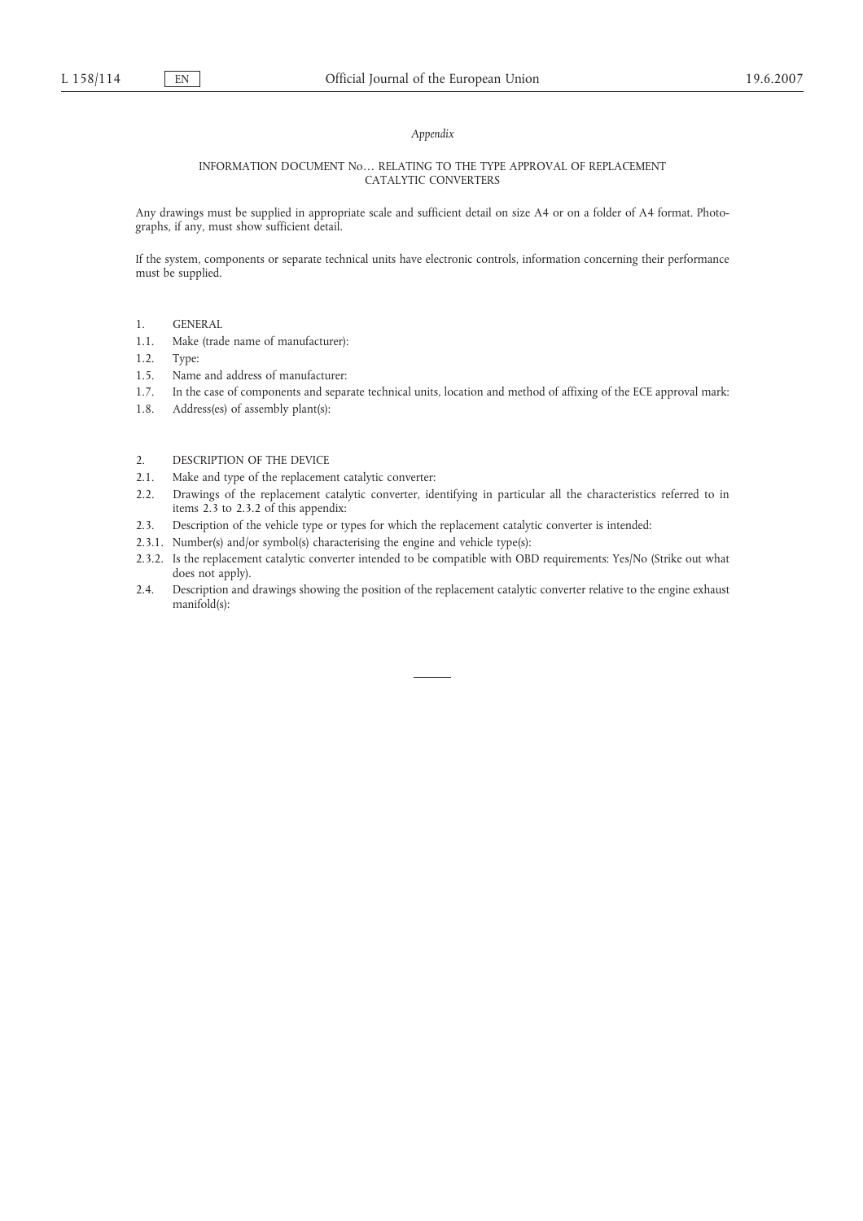*Appendix*

INFORMATION DOCUMENT No… RELATING TO THE TYPE APPROVAL OF REPLACEMENT CATALYTIC CONVERTERS

Any drawings must be supplied in appropriate scale and sufficient detail on size A4 or on a folder of A4 format. Photographs, if any, must show sufficient detail.

If the system, components or separate technical units have electronic controls, information concerning their performance must be supplied.

1. GENERAL

1.1. Make (trade name of manufacturer):

1.2. Type:

1.5. Name and address of manufacturer:

1.7. In the case of components and separate technical units, location and method of affixing of the ECE approval mark:

1.8. Address(es) of assembly plant(s):

2. DESCRIPTION OF THE DEVICE

2.1. Make and type of the replacement catalytic converter:

2.2. Drawings of the replacement catalytic converter, identifying in particular all the characteristics referred to in items 2.3 to 2.3.2 of this appendix:

2.3. Description of the vehicle type or types for which the replacement catalytic converter is intended:

2.3.1. Number(s) and/or symbol(s) characterising the engine and vehicle type(s):

2.3.2. Is the replacement catalytic converter intended to be compatible with OBD requirements: Yes/No (Strike out what does not apply).

2.4. Description and drawings showing the position of the replacement catalytic converter relative to the engine exhaust manifold(s):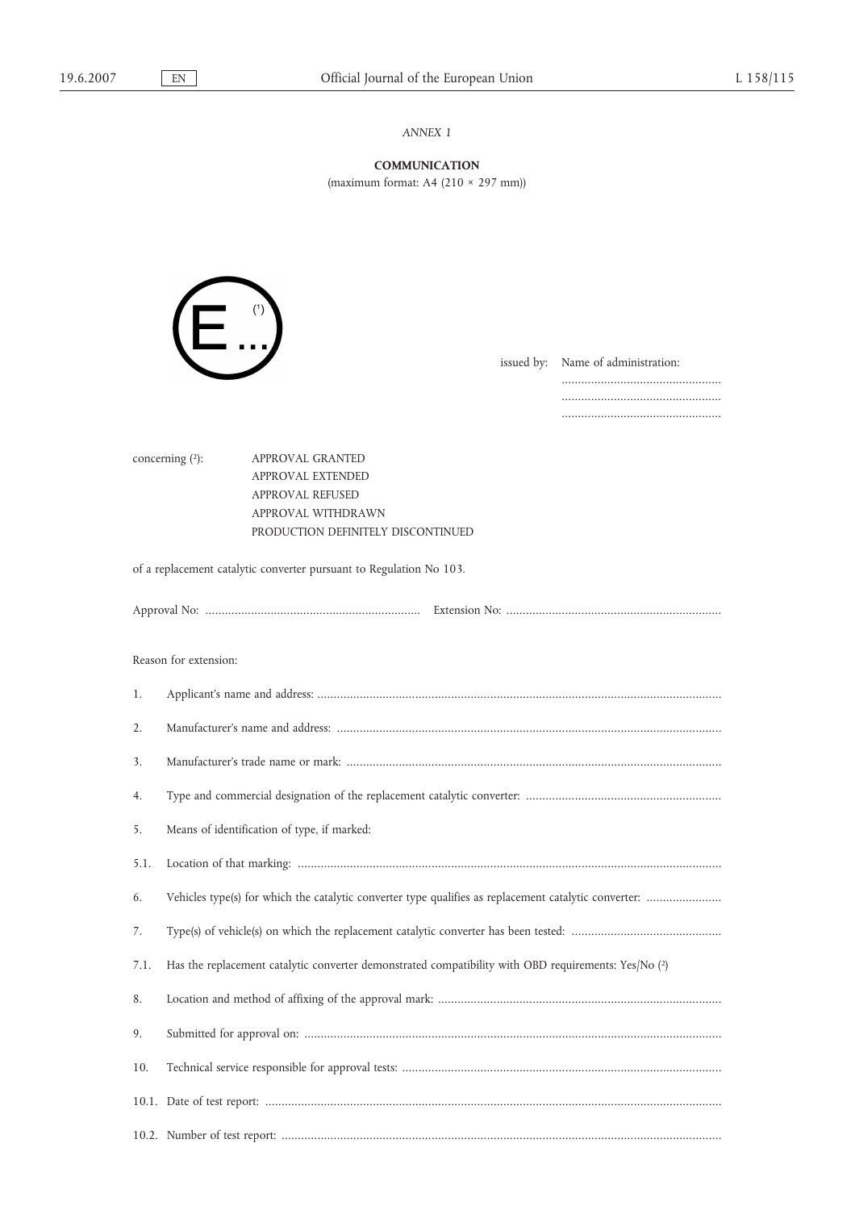*ANNEX 1*

**COMMUNICATION**

(maximum format: A4 (210 × 297 mm))

E ... [1]

issued by: Name of administration:

.................................................

.................................................

.................................................

concerning [2]: APPROVAL GRANTED
APPROVAL EXTENDED
APPROVAL REFUSED
APPROVAL WITHDRAWN
PRODUCTION DEFINITELY DISCONTINUED

of a replacement catalytic converter pursuant to Regulation No 103.

Approval No: .................................................................. Extension No: ..................................................................

Reason for extension:

1. Applicant's name and address: ............................................................................................................................

2. Manufacturer's name and address: ......................................................................................................................

3. Manufacturer's trade name or mark: ...................................................................................................................

4. Type and commercial designation of the replacement catalytic converter: ............................................................

5. Means of identification of type, if marked:

5.1. Location of that marking: ..................................................................................................................................

6. Vehicles type(s) for which the catalytic converter type qualifies as replacement catalytic converter: .......................

7. Type(s) of vehicle(s) on which the replacement catalytic converter has been tested: ..............................................

7.1. Has the replacement catalytic converter demonstrated compatibility with OBD requirements: Yes/No [2]

8. Location and method of affixing of the approval mark: .......................................................................................

9. Submitted for approval on: ................................................................................................................................

10. Technical service responsible for approval tests: ..................................................................................................

10.1. Date of test report: ............................................................................................................................................

10.2. Number of test report: .......................................................................................................................................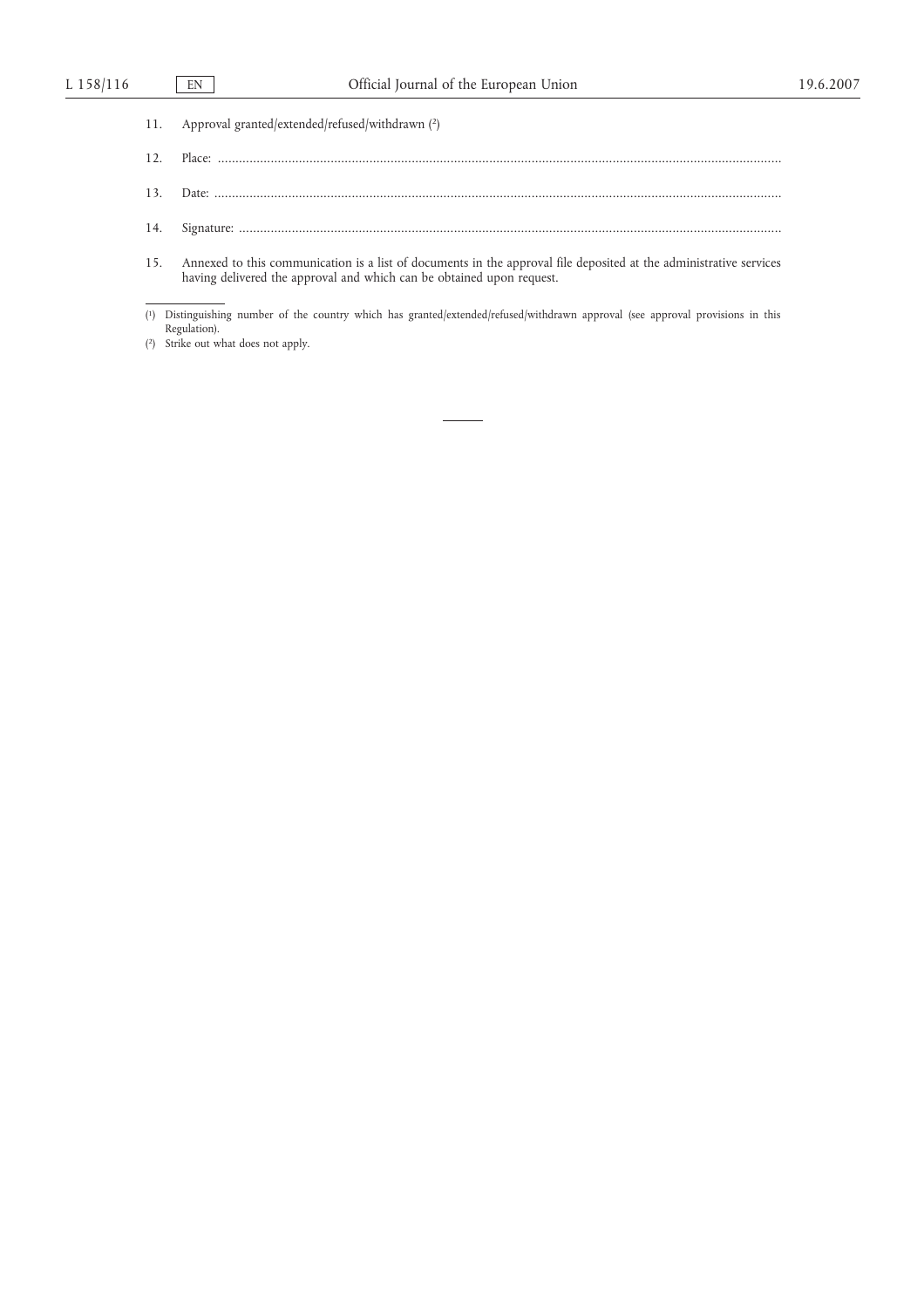11. Approval granted/extended/refused/withdrawn [2]

12. Place: ...............................................................................................................................................................

13. Date: ...............................................................................................................................................................

14. Signature: ...........................................................................................................................................................

15. Annexed to this communication is a list of documents in the approval file deposited at the administrative services having delivered the approval and which can be obtained upon request.

---

[1] Distinguishing number of the country which has granted/extended/refused/withdrawn approval (see approval provisions in this Regulation).

[2] Strike out what does not apply.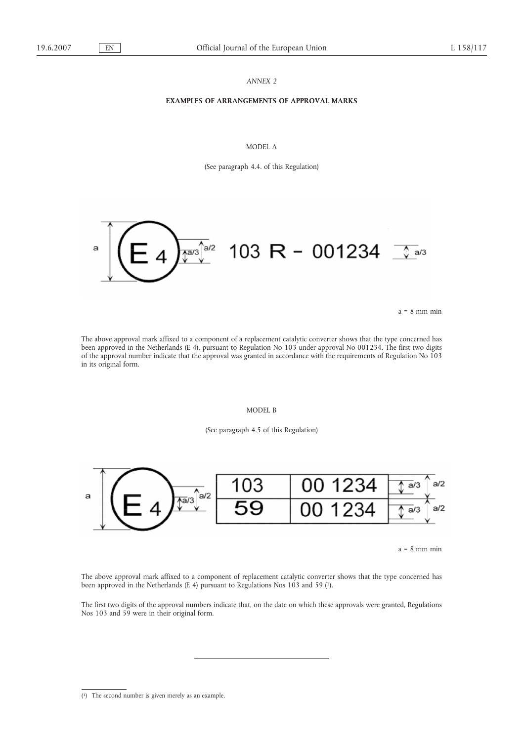*ANNEX 2*

**EXAMPLES OF ARRANGEMENTS OF APPROVAL MARKS**

MODEL A

(See paragraph 4.4. of this Regulation)

a E 4 a/3 a/2 103 R - 001234 a/3

a = 8 mm min

The above approval mark affixed to a component of a replacement catalytic converter shows that the type concerned has been approved in the Netherlands (E 4), pursuant to Regulation No 103 under approval No 001234. The first two digits of the approval number indicate that the approval was granted in accordance with the requirements of Regulation No 103 in its original form.

MODEL B

(See paragraph 4.5 of this Regulation)

a E 4 a/3 a/2

| | |
|---|---|
| 103 | 00 1234 |
| 59 | 00 1234 |

a/3 a/2
a/3 a/2

a = 8 mm min

The above approval mark affixed to a component of replacement catalytic converter shows that the type concerned has been approved in the Netherlands (E 4) pursuant to Regulations Nos 103 and 59 [1].

The first two digits of the approval numbers indicate that, on the date on which these approvals were granted, Regulations Nos 103 and 59 were in their original form.

---

[1] The second number is given merely as an example.